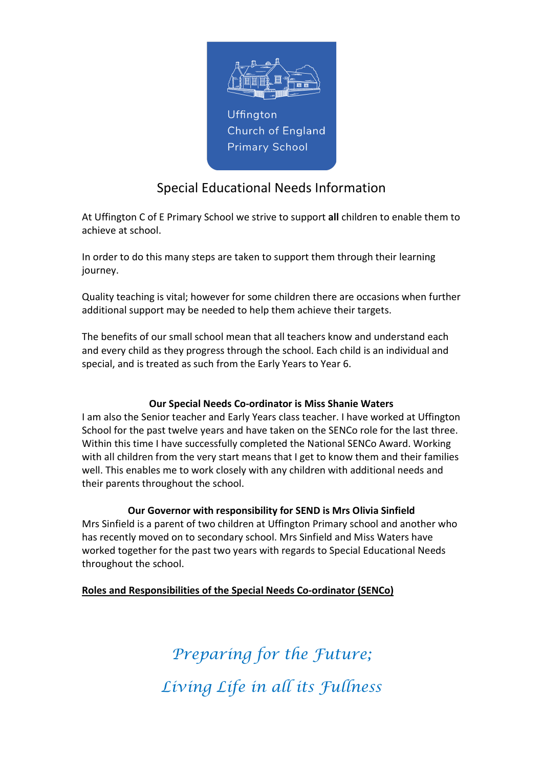Uffington
Church of England
Primary School

# Special Educational Needs Information

At Uffington C of E Primary School we strive to support **all** children to enable them to achieve at school.

In order to do this many steps are taken to support them through their learning journey.

Quality teaching is vital; however for some children there are occasions when further additional support may be needed to help them achieve their targets.

The benefits of our small school mean that all teachers know and understand each and every child as they progress through the school. Each child is an individual and special, and is treated as such from the Early Years to Year 6.

**Our Special Needs Co-ordinator is Miss Shanie Waters**

I am also the Senior teacher and Early Years class teacher. I have worked at Uffington School for the past twelve years and have taken on the SENCo role for the last three. Within this time I have successfully completed the National SENCo Award. Working with all children from the very start means that I get to know them and their families well. This enables me to work closely with any children with additional needs and their parents throughout the school.

**Our Governor with responsibility for SEND is Mrs Olivia Sinfield**

Mrs Sinfield is a parent of two children at Uffington Primary school and another who has recently moved on to secondary school. Mrs Sinfield and Miss Waters have worked together for the past two years with regards to Special Educational Needs throughout the school.

**<u>Roles and Responsibilities of the Special Needs Co-ordinator (SENCo)</u>**

*Preparing for the Future;*

*Living Life in all its Fullness*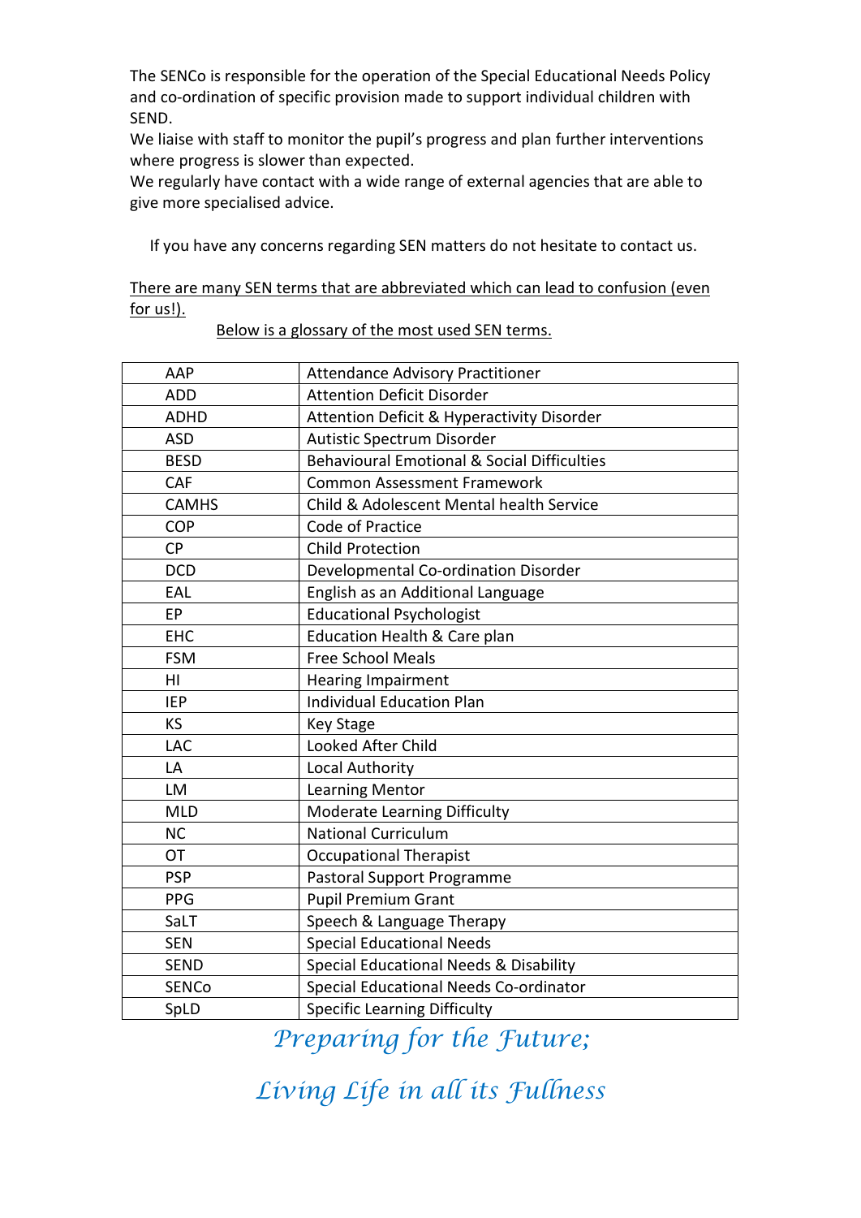The SENCo is responsible for the operation of the Special Educational Needs Policy and co-ordination of specific provision made to support individual children with SEND.

We liaise with staff to monitor the pupil's progress and plan further interventions where progress is slower than expected.

We regularly have contact with a wide range of external agencies that are able to give more specialised advice.

If you have any concerns regarding SEN matters do not hesitate to contact us.

There are many SEN terms that are abbreviated which can lead to confusion (even for us!).

Below is a glossary of the most used SEN terms.

| | |
|---|---|
| AAP | Attendance Advisory Practitioner |
| ADD | Attention Deficit Disorder |
| ADHD | Attention Deficit & Hyperactivity Disorder |
| ASD | Autistic Spectrum Disorder |
| BESD | Behavioural Emotional & Social Difficulties |
| CAF | Common Assessment Framework |
| CAMHS | Child & Adolescent Mental health Service |
| COP | Code of Practice |
| CP | Child Protection |
| DCD | Developmental Co-ordination Disorder |
| EAL | English as an Additional Language |
| EP | Educational Psychologist |
| EHC | Education Health & Care plan |
| FSM | Free School Meals |
| HI | Hearing Impairment |
| IEP | Individual Education Plan |
| KS | Key Stage |
| LAC | Looked After Child |
| LA | Local Authority |
| LM | Learning Mentor |
| MLD | Moderate Learning Difficulty |
| NC | National Curriculum |
| OT | Occupational Therapist |
| PSP | Pastoral Support Programme |
| PPG | Pupil Premium Grant |
| SaLT | Speech & Language Therapy |
| SEN | Special Educational Needs |
| SEND | Special Educational Needs & Disability |
| SENCo | Special Educational Needs Co-ordinator |
| SpLD | Specific Learning Difficulty |

*Preparing for the Future;*

*Living Life in all its Fullness*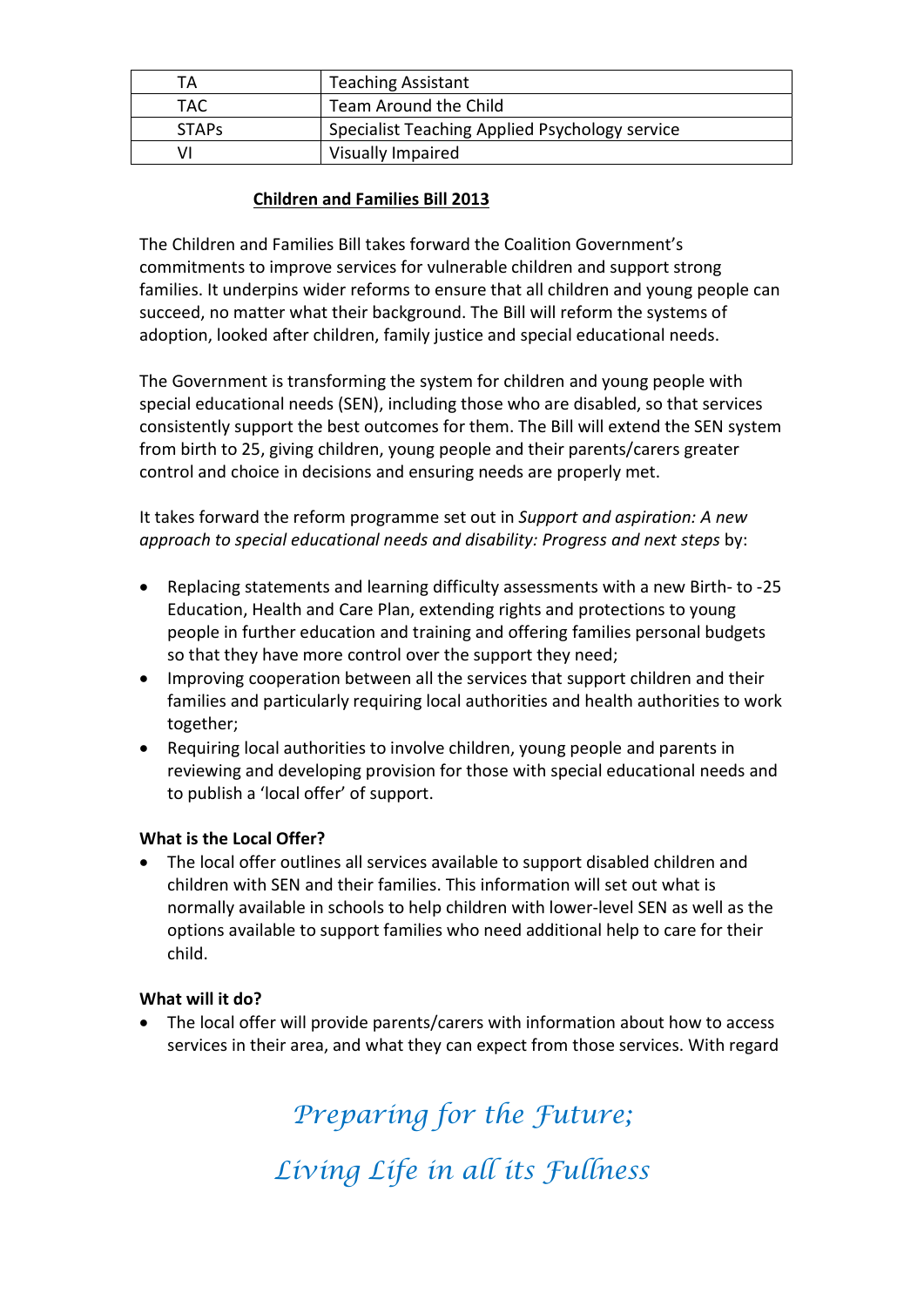| TA | Teaching Assistant |
|---|---|
| TAC | Team Around the Child |
| STAPs | Specialist Teaching Applied Psychology service |
| VI | Visually Impaired |

## **Children and Families Bill 2013**

The Children and Families Bill takes forward the Coalition Government's commitments to improve services for vulnerable children and support strong families. It underpins wider reforms to ensure that all children and young people can succeed, no matter what their background. The Bill will reform the systems of adoption, looked after children, family justice and special educational needs.

The Government is transforming the system for children and young people with special educational needs (SEN), including those who are disabled, so that services consistently support the best outcomes for them. The Bill will extend the SEN system from birth to 25, giving children, young people and their parents/carers greater control and choice in decisions and ensuring needs are properly met.

It takes forward the reform programme set out in *Support and aspiration: A new approach to special educational needs and disability: Progress and next steps* by:

- Replacing statements and learning difficulty assessments with a new Birth- to -25 Education, Health and Care Plan, extending rights and protections to young people in further education and training and offering families personal budgets so that they have more control over the support they need;
- Improving cooperation between all the services that support children and their families and particularly requiring local authorities and health authorities to work together;
- Requiring local authorities to involve children, young people and parents in reviewing and developing provision for those with special educational needs and to publish a 'local offer' of support.

**What is the Local Offer?**

- The local offer outlines all services available to support disabled children and children with SEN and their families. This information will set out what is normally available in schools to help children with lower-level SEN as well as the options available to support families who need additional help to care for their child.

**What will it do?**

- The local offer will provide parents/carers with information about how to access services in their area, and what they can expect from those services. With regard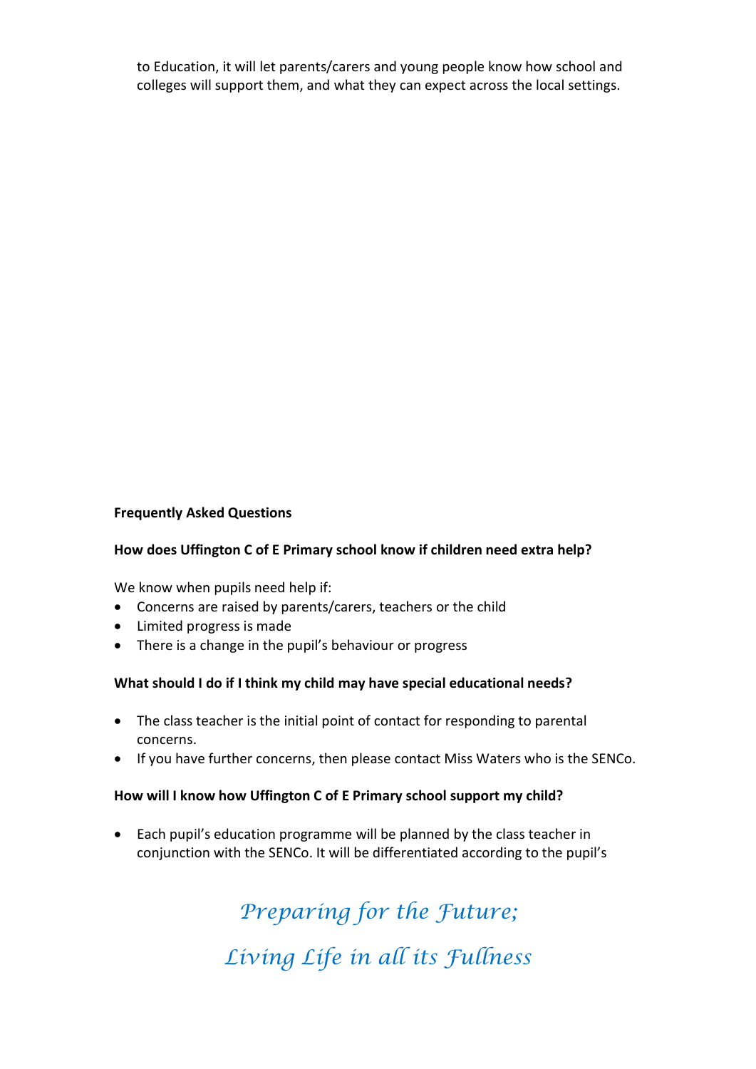to Education, it will let parents/carers and young people know how school and colleges will support them, and what they can expect across the local settings.

**Frequently Asked Questions**

**How does Uffington C of E Primary school know if children need extra help?**

We know when pupils need help if:

- Concerns are raised by parents/carers, teachers or the child
- Limited progress is made
- There is a change in the pupil's behaviour or progress

**What should I do if I think my child may have special educational needs?**

- The class teacher is the initial point of contact for responding to parental concerns.
- If you have further concerns, then please contact Miss Waters who is the SENCo.

**How will I know how Uffington C of E Primary school support my child?**

- Each pupil's education programme will be planned by the class teacher in conjunction with the SENCo. It will be differentiated according to the pupil's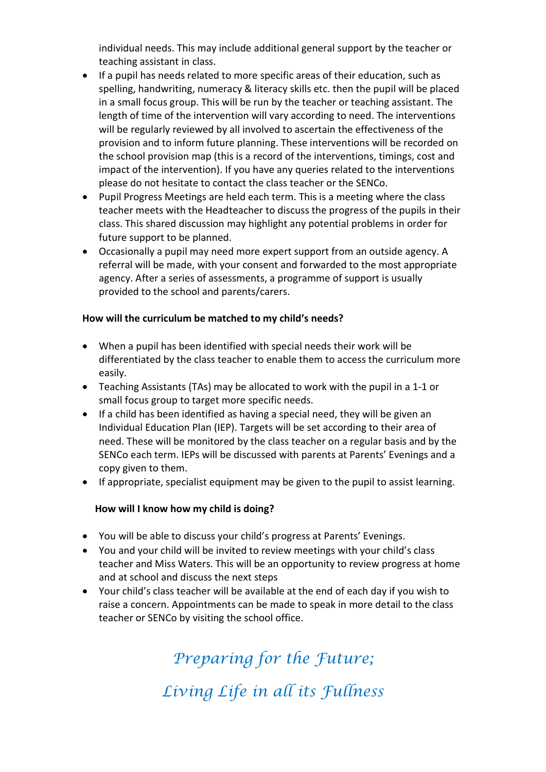individual needs. This may include additional general support by the teacher or teaching assistant in class.

- If a pupil has needs related to more specific areas of their education, such as spelling, handwriting, numeracy & literacy skills etc. then the pupil will be placed in a small focus group. This will be run by the teacher or teaching assistant. The length of time of the intervention will vary according to need. The interventions will be regularly reviewed by all involved to ascertain the effectiveness of the provision and to inform future planning. These interventions will be recorded on the school provision map (this is a record of the interventions, timings, cost and impact of the intervention). If you have any queries related to the interventions please do not hesitate to contact the class teacher or the SENCo.
- Pupil Progress Meetings are held each term. This is a meeting where the class teacher meets with the Headteacher to discuss the progress of the pupils in their class. This shared discussion may highlight any potential problems in order for future support to be planned.
- Occasionally a pupil may need more expert support from an outside agency. A referral will be made, with your consent and forwarded to the most appropriate agency. After a series of assessments, a programme of support is usually provided to the school and parents/carers.

**How will the curriculum be matched to my child's needs?**

- When a pupil has been identified with special needs their work will be differentiated by the class teacher to enable them to access the curriculum more easily.
- Teaching Assistants (TAs) may be allocated to work with the pupil in a 1-1 or small focus group to target more specific needs.
- If a child has been identified as having a special need, they will be given an Individual Education Plan (IEP). Targets will be set according to their area of need. These will be monitored by the class teacher on a regular basis and by the SENCo each term. IEPs will be discussed with parents at Parents' Evenings and a copy given to them.
- If appropriate, specialist equipment may be given to the pupil to assist learning.

**How will I know how my child is doing?**

- You will be able to discuss your child's progress at Parents' Evenings.
- You and your child will be invited to review meetings with your child's class teacher and Miss Waters. This will be an opportunity to review progress at home and at school and discuss the next steps
- Your child's class teacher will be available at the end of each day if you wish to raise a concern. Appointments can be made to speak in more detail to the class teacher or SENCo by visiting the school office.

*Preparing for the Future;*

*Living Life in all its Fullness*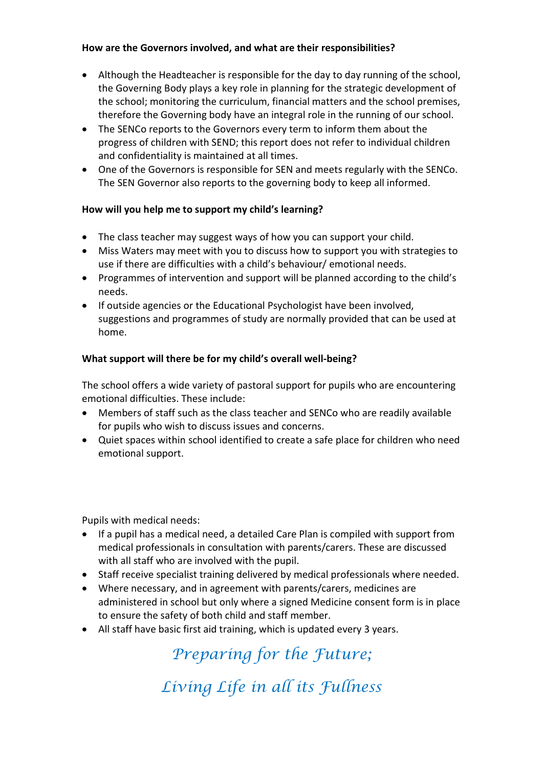**How are the Governors involved, and what are their responsibilities?**

- Although the Headteacher is responsible for the day to day running of the school, the Governing Body plays a key role in planning for the strategic development of the school; monitoring the curriculum, financial matters and the school premises, therefore the Governing body have an integral role in the running of our school.
- The SENCo reports to the Governors every term to inform them about the progress of children with SEND; this report does not refer to individual children and confidentiality is maintained at all times.
- One of the Governors is responsible for SEN and meets regularly with the SENCo. The SEN Governor also reports to the governing body to keep all informed.

**How will you help me to support my child's learning?**

- The class teacher may suggest ways of how you can support your child.
- Miss Waters may meet with you to discuss how to support you with strategies to use if there are difficulties with a child's behaviour/ emotional needs.
- Programmes of intervention and support will be planned according to the child's needs.
- If outside agencies or the Educational Psychologist have been involved, suggestions and programmes of study are normally provided that can be used at home.

**What support will there be for my child's overall well-being?**

The school offers a wide variety of pastoral support for pupils who are encountering emotional difficulties. These include:

- Members of staff such as the class teacher and SENCo who are readily available for pupils who wish to discuss issues and concerns.
- Quiet spaces within school identified to create a safe place for children who need emotional support.

Pupils with medical needs:

- If a pupil has a medical need, a detailed Care Plan is compiled with support from medical professionals in consultation with parents/carers. These are discussed with all staff who are involved with the pupil.
- Staff receive specialist training delivered by medical professionals where needed.
- Where necessary, and in agreement with parents/carers, medicines are administered in school but only where a signed Medicine consent form is in place to ensure the safety of both child and staff member.
- All staff have basic first aid training, which is updated every 3 years.

*Preparing for the Future;*

*Living Life in all its Fullness*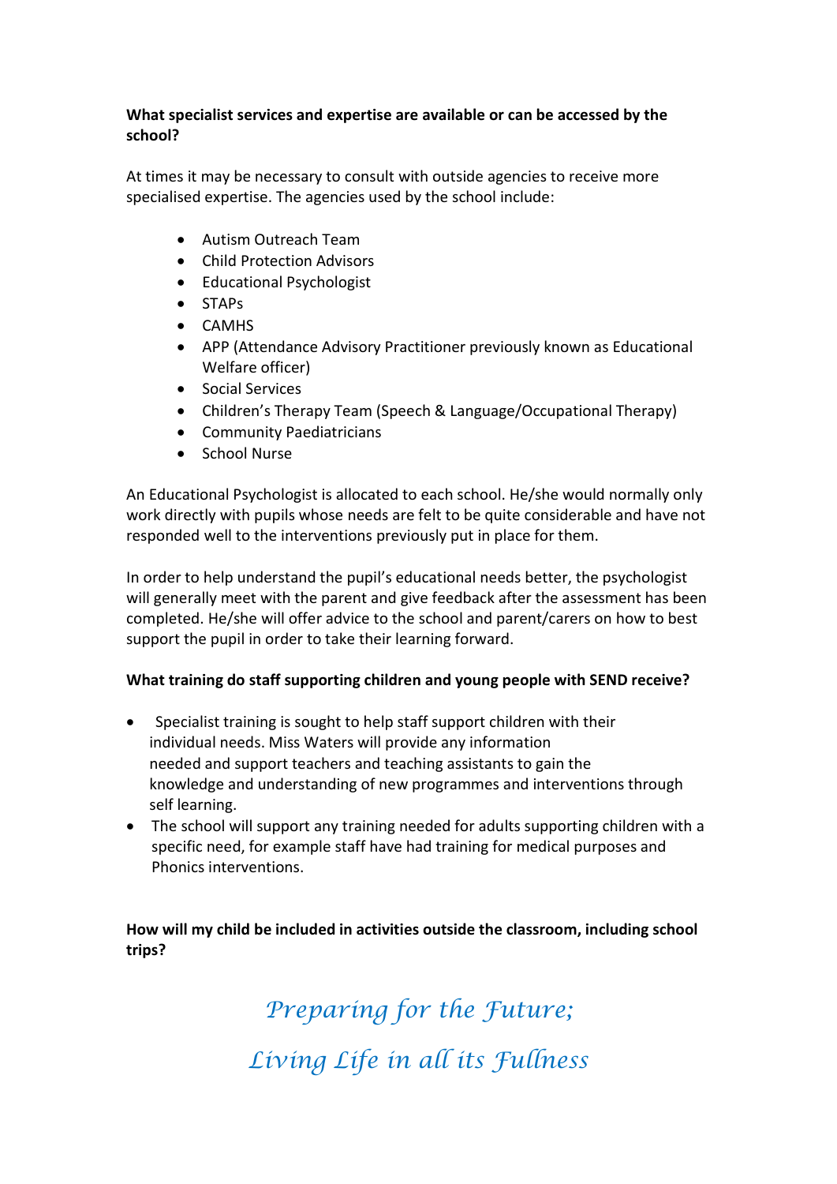**What specialist services and expertise are available or can be accessed by the school?**

At times it may be necessary to consult with outside agencies to receive more specialised expertise. The agencies used by the school include:

- Autism Outreach Team
- Child Protection Advisors
- Educational Psychologist
- STAPs
- CAMHS
- APP (Attendance Advisory Practitioner previously known as Educational Welfare officer)
- Social Services
- Children's Therapy Team (Speech & Language/Occupational Therapy)
- Community Paediatricians
- School Nurse

An Educational Psychologist is allocated to each school. He/she would normally only work directly with pupils whose needs are felt to be quite considerable and have not responded well to the interventions previously put in place for them.

In order to help understand the pupil's educational needs better, the psychologist will generally meet with the parent and give feedback after the assessment has been completed. He/she will offer advice to the school and parent/carers on how to best support the pupil in order to take their learning forward.

**What training do staff supporting children and young people with SEND receive?**

- Specialist training is sought to help staff support children with their individual needs. Miss Waters will provide any information needed and support teachers and teaching assistants to gain the knowledge and understanding of new programmes and interventions through self learning.
- The school will support any training needed for adults supporting children with a specific need, for example staff have had training for medical purposes and Phonics interventions.

**How will my child be included in activities outside the classroom, including school trips?**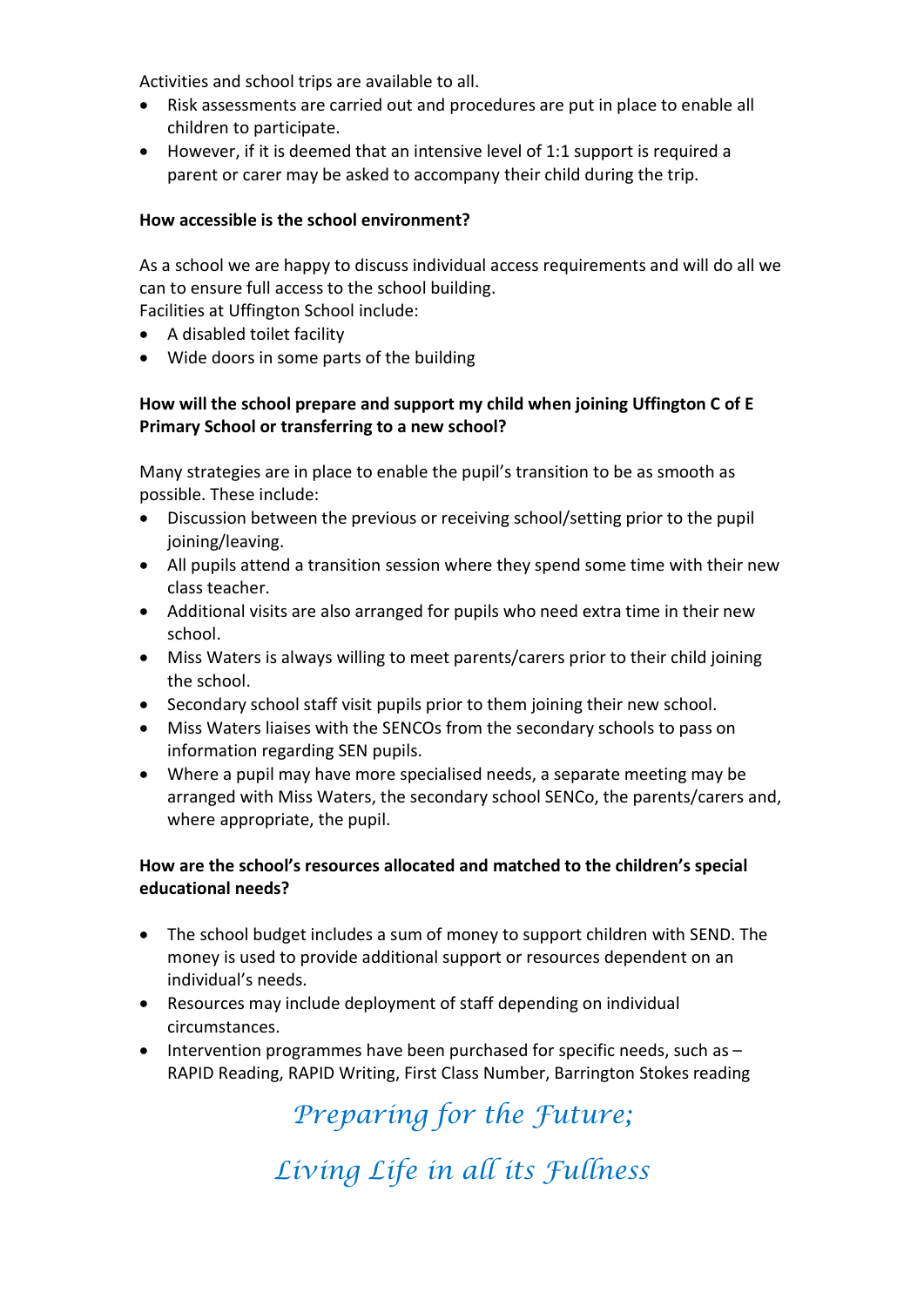Activities and school trips are available to all.

- Risk assessments are carried out and procedures are put in place to enable all children to participate.
- However, if it is deemed that an intensive level of 1:1 support is required a parent or carer may be asked to accompany their child during the trip.

**How accessible is the school environment?**

As a school we are happy to discuss individual access requirements and will do all we can to ensure full access to the school building.
Facilities at Uffington School include:

- A disabled toilet facility
- Wide doors in some parts of the building

**How will the school prepare and support my child when joining Uffington C of E Primary School or transferring to a new school?**

Many strategies are in place to enable the pupil's transition to be as smooth as possible. These include:

- Discussion between the previous or receiving school/setting prior to the pupil joining/leaving.
- All pupils attend a transition session where they spend some time with their new class teacher.
- Additional visits are also arranged for pupils who need extra time in their new school.
- Miss Waters is always willing to meet parents/carers prior to their child joining the school.
- Secondary school staff visit pupils prior to them joining their new school.
- Miss Waters liaises with the SENCOs from the secondary schools to pass on information regarding SEN pupils.
- Where a pupil may have more specialised needs, a separate meeting may be arranged with Miss Waters, the secondary school SENCo, the parents/carers and, where appropriate, the pupil.

**How are the school's resources allocated and matched to the children's special educational needs?**

- The school budget includes a sum of money to support children with SEND. The money is used to provide additional support or resources dependent on an individual's needs.
- Resources may include deployment of staff depending on individual circumstances.
- Intervention programmes have been purchased for specific needs, such as – RAPID Reading, RAPID Writing, First Class Number, Barrington Stokes reading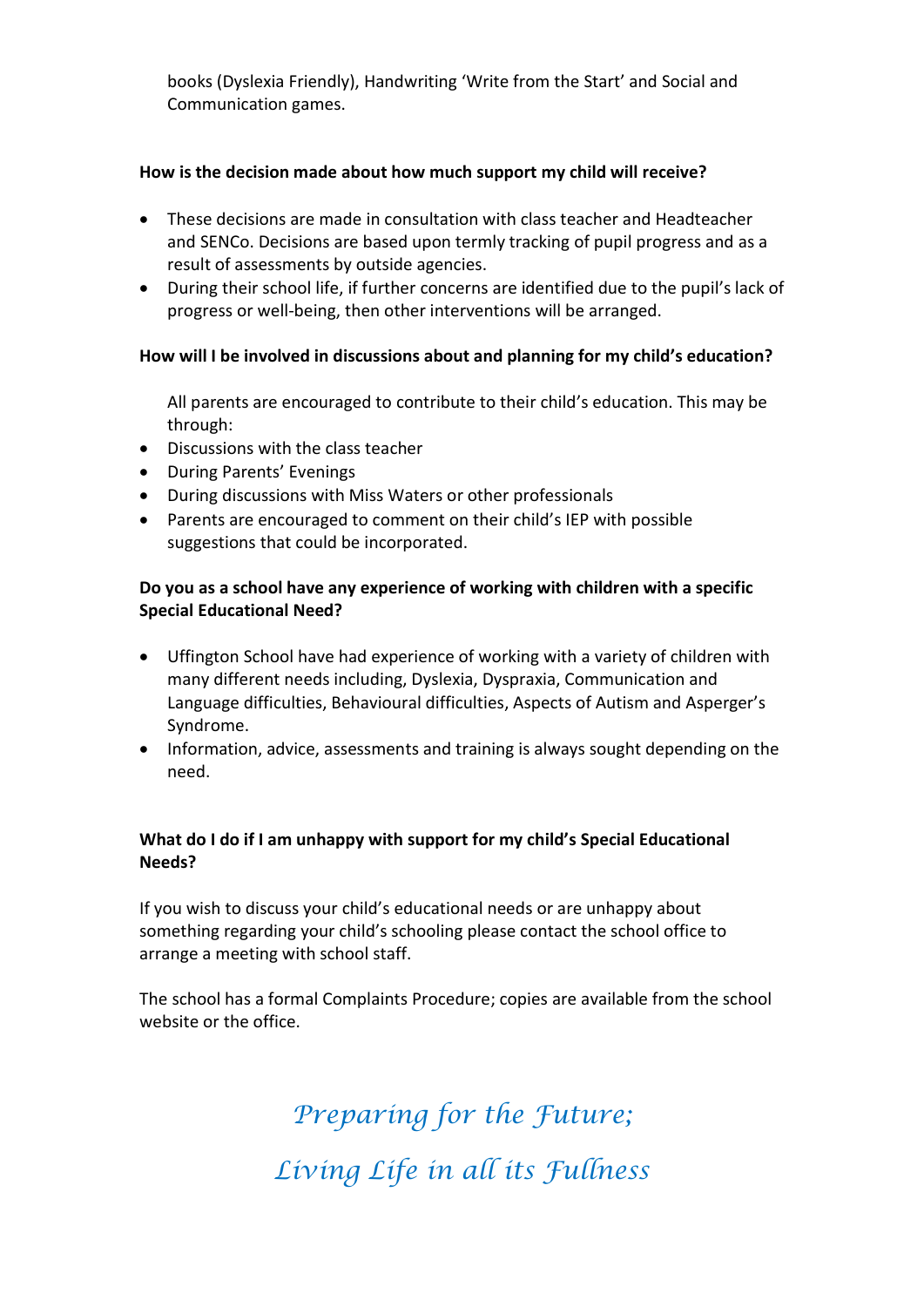books (Dyslexia Friendly), Handwriting 'Write from the Start' and Social and Communication games.

**How is the decision made about how much support my child will receive?**

- These decisions are made in consultation with class teacher and Headteacher and SENCo. Decisions are based upon termly tracking of pupil progress and as a result of assessments by outside agencies.
- During their school life, if further concerns are identified due to the pupil's lack of progress or well-being, then other interventions will be arranged.

**How will I be involved in discussions about and planning for my child's education?**

All parents are encouraged to contribute to their child's education. This may be through:

- Discussions with the class teacher
- During Parents' Evenings
- During discussions with Miss Waters or other professionals
- Parents are encouraged to comment on their child's IEP with possible suggestions that could be incorporated.

**Do you as a school have any experience of working with children with a specific Special Educational Need?**

- Uffington School have had experience of working with a variety of children with many different needs including, Dyslexia, Dyspraxia, Communication and Language difficulties, Behavioural difficulties, Aspects of Autism and Asperger's Syndrome.
- Information, advice, assessments and training is always sought depending on the need.

**What do I do if I am unhappy with support for my child's Special Educational Needs?**

If you wish to discuss your child's educational needs or are unhappy about something regarding your child's schooling please contact the school office to arrange a meeting with school staff.

The school has a formal Complaints Procedure; copies are available from the school website or the office.

*Preparing for the Future;*

*Living Life in all its Fullness*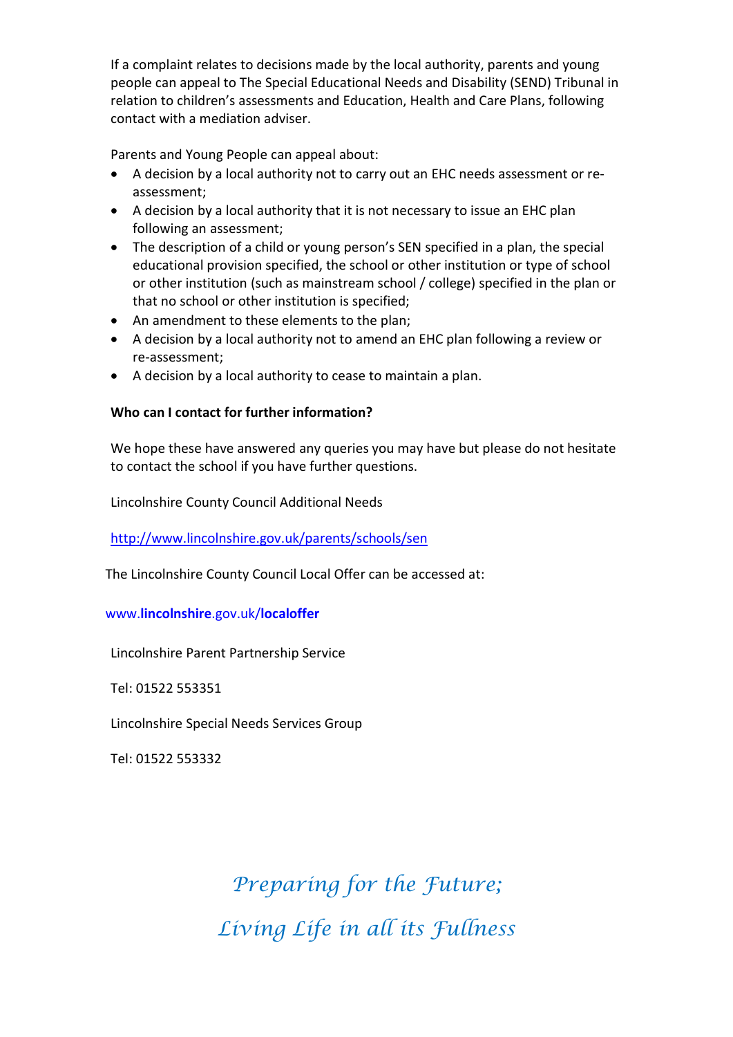If a complaint relates to decisions made by the local authority, parents and young people can appeal to The Special Educational Needs and Disability (SEND) Tribunal in relation to children's assessments and Education, Health and Care Plans, following contact with a mediation adviser.

Parents and Young People can appeal about:

- A decision by a local authority not to carry out an EHC needs assessment or re-assessment;
- A decision by a local authority that it is not necessary to issue an EHC plan following an assessment;
- The description of a child or young person's SEN specified in a plan, the special educational provision specified, the school or other institution or type of school or other institution (such as mainstream school / college) specified in the plan or that no school or other institution is specified;
- An amendment to these elements to the plan;
- A decision by a local authority not to amend an EHC plan following a review or re-assessment;
- A decision by a local authority to cease to maintain a plan.

**Who can I contact for further information?**

We hope these have answered any queries you may have but please do not hesitate to contact the school if you have further questions.

Lincolnshire County Council Additional Needs

http://www.lincolnshire.gov.uk/parents/schools/sen

The Lincolnshire County Council Local Offer can be accessed at:

www.**lincolnshire**.gov.uk/**localoffer**

Lincolnshire Parent Partnership Service

Tel: 01522 553351

Lincolnshire Special Needs Services Group

Tel: 01522 553332

*Preparing for the Future;*

*Living Life in all its Fullness*